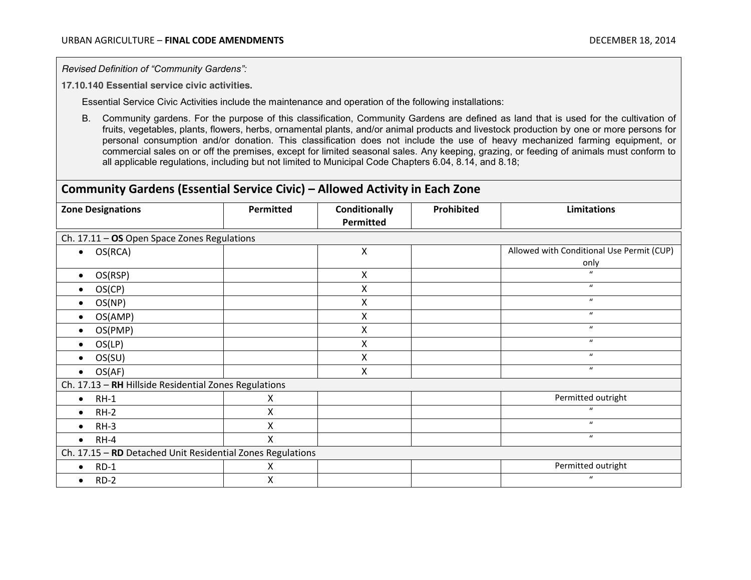*Revised Definition of "Community Gardens":*

**17.10.140 Essential service civic activities.**

Essential Service Civic Activities include the maintenance and operation of the following installations:

B. Community gardens. For the purpose of this classification, Community Gardens are defined as land that is used for the cultivation of fruits, vegetables, plants, flowers, herbs, ornamental plants, and/or animal products and livestock production by one or more persons for personal consumption and/or donation. This classification does not include the use of heavy mechanized farming equipment, or commercial sales on or off the premises, except for limited seasonal sales. Any keeping, grazing, or feeding of animals must conform to all applicable regulations, including but not limited to Municipal Code Chapters 6.04, 8.14, and 8.18;

## Community Gardens (Essential Service Civic) – Allowed Activity in Each Zone

| Zone Designations | Permitted | Conditionally Permitted | Prohibited | Limitations |
|---|---|---|---|---|
| Ch. 17.11 – **OS** Open Space Zones Regulations | | | | |
| • OS(RCA) | | X | | Allowed with Conditional Use Permit (CUP) only |
| • OS(RSP) | | X | | " |
| • OS(CP) | | X | | " |
| • OS(NP) | | X | | " |
| • OS(AMP) | | X | | " |
| • OS(PMP) | | X | | " |
| • OS(LP) | | X | | " |
| • OS(SU) | | X | | " |
| • OS(AF) | | X | | " |
| Ch. 17.13 – **RH** Hillside Residential Zones Regulations | | | | |
| • RH-1 | X | | | Permitted outright |
| • RH-2 | X | | | " |
| • RH-3 | X | | | " |
| • RH-4 | X | | | " |
| Ch. 17.15 – **RD** Detached Unit Residential Zones Regulations | | | | |
| • RD-1 | X | | | Permitted outright |
| • RD-2 | X | | | " |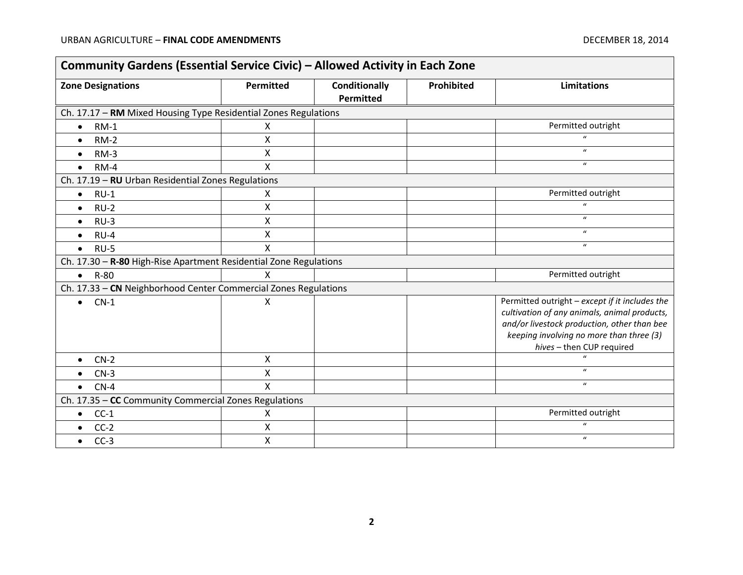| Community Gardens (Essential Service Civic) – Allowed Activity in Each Zone | | | | |
|---|---|---|---|---|
| **Zone Designations** | **Permitted** | **Conditionally Permitted** | **Prohibited** | **Limitations** |
| Ch. 17.17 – **RM** Mixed Housing Type Residential Zones Regulations | | | | |
| • RM-1 | X | | | Permitted outright |
| • RM-2 | X | | | " |
| • RM-3 | X | | | " |
| • RM-4 | X | | | " |
| Ch. 17.19 – **RU** Urban Residential Zones Regulations | | | | |
| • RU-1 | X | | | Permitted outright |
| • RU-2 | X | | | " |
| • RU-3 | X | | | " |
| • RU-4 | X | | | " |
| • RU-5 | X | | | " |
| Ch. 17.30 – **R-80** High-Rise Apartment Residential Zone Regulations | | | | |
| • R-80 | X | | | Permitted outright |
| Ch. 17.33 – **CN** Neighborhood Center Commercial Zones Regulations | | | | |
| • CN-1 | X | | | Permitted outright – *except if it includes the cultivation of any animals, animal products, and/or livestock production, other than bee keeping involving no more than three (3) hives* – then CUP required |
| • CN-2 | X | | | " |
| • CN-3 | X | | | " |
| • CN-4 | X | | | " |
| Ch. 17.35 – **CC** Community Commercial Zones Regulations | | | | |
| • CC-1 | X | | | Permitted outright |
| • CC-2 | X | | | " |
| • CC-3 | X | | | " |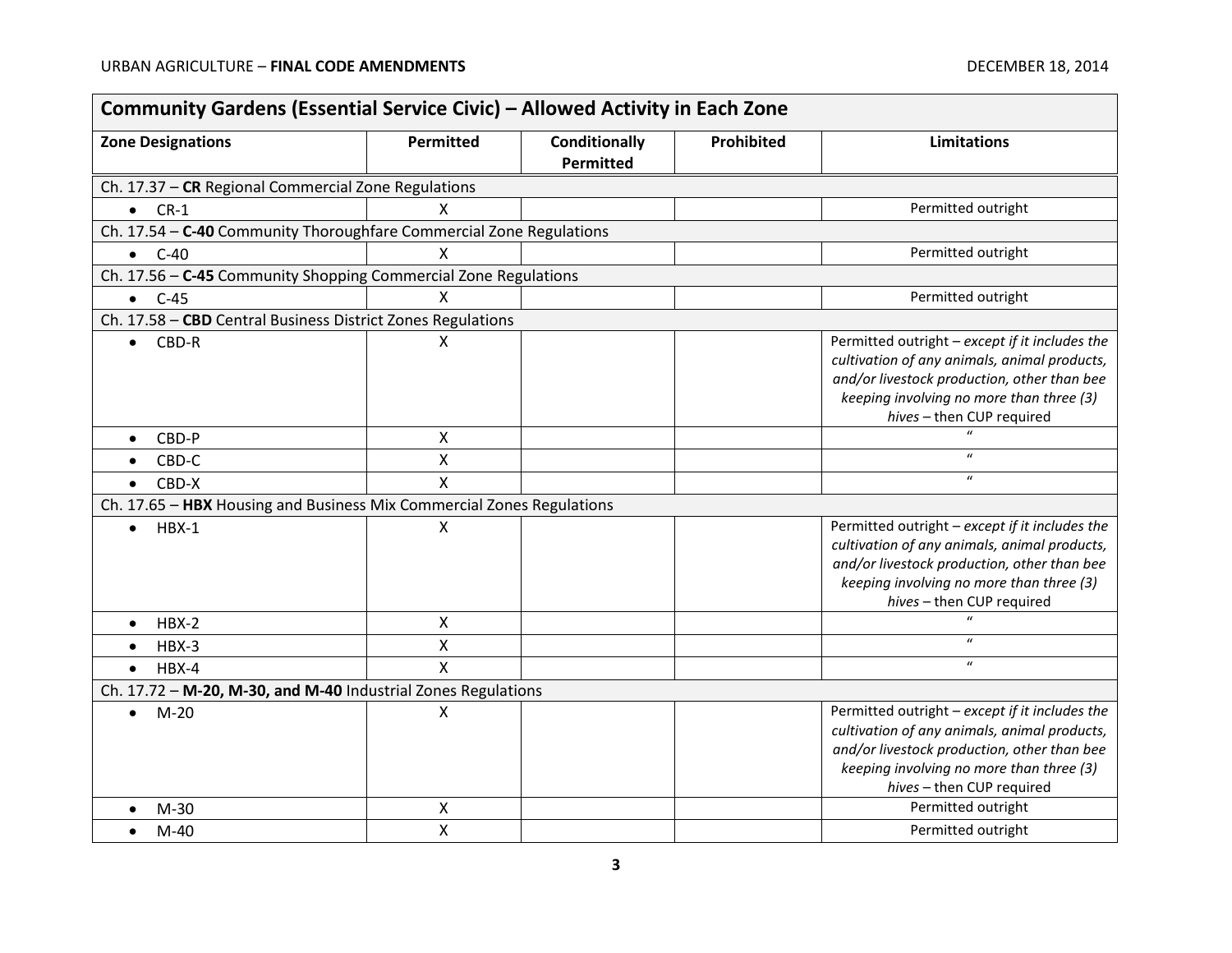| **Community Gardens (Essential Service Civic) – Allowed Activity in Each Zone** | | | | |
|---|---|---|---|---|
| **Zone Designations** | **Permitted** | **Conditionally Permitted** | **Prohibited** | **Limitations** |
| Ch. 17.37 – **CR** Regional Commercial Zone Regulations | | | | |
| • CR-1 | X | | | Permitted outright |
| Ch. 17.54 – **C-40** Community Thoroughfare Commercial Zone Regulations | | | | |
| • C-40 | X | | | Permitted outright |
| Ch. 17.56 – **C-45** Community Shopping Commercial Zone Regulations | | | | |
| • C-45 | X | | | Permitted outright |
| Ch. 17.58 – **CBD** Central Business District Zones Regulations | | | | |
| • CBD-R | X | | | Permitted outright – *except if it includes the cultivation of any animals, animal products, and/or livestock production, other than bee keeping involving no more than three (3) hives* – then CUP required |
| • CBD-P | X | | | " |
| • CBD-C | X | | | " |
| • CBD-X | X | | | " |
| Ch. 17.65 – **HBX** Housing and Business Mix Commercial Zones Regulations | | | | |
| • HBX-1 | X | | | Permitted outright – *except if it includes the cultivation of any animals, animal products, and/or livestock production, other than bee keeping involving no more than three (3) hives* – then CUP required |
| • HBX-2 | X | | | " |
| • HBX-3 | X | | | " |
| • HBX-4 | X | | | " |
| Ch. 17.72 – **M-20, M-30, and M-40** Industrial Zones Regulations | | | | |
| • M-20 | X | | | Permitted outright – *except if it includes the cultivation of any animals, animal products, and/or livestock production, other than bee keeping involving no more than three (3) hives* – then CUP required |
| • M-30 | X | | | Permitted outright |
| • M-40 | X | | | Permitted outright |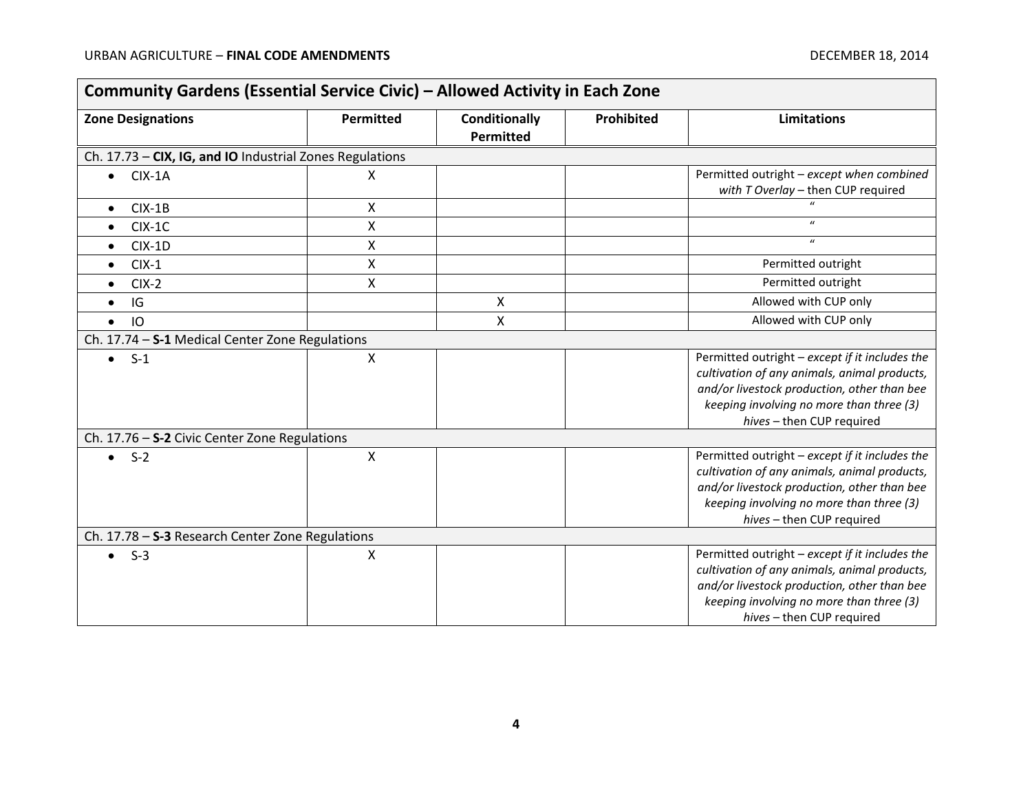| Community Gardens (Essential Service Civic) – Allowed Activity in Each Zone | | | | |
|---|---|---|---|---|
| **Zone Designations** | **Permitted** | **Conditionally Permitted** | **Prohibited** | **Limitations** |
| Ch. 17.73 – **CIX, IG, and IO** Industrial Zones Regulations | | | | |
| • CIX-1A | X | | | Permitted outright – *except when combined with T Overlay* – then CUP required |
| • CIX-1B | X | | | " |
| • CIX-1C | X | | | " |
| • CIX-1D | X | | | " |
| • CIX-1 | X | | | Permitted outright |
| • CIX-2 | X | | | Permitted outright |
| • IG | | X | | Allowed with CUP only |
| • IO | | X | | Allowed with CUP only |
| Ch. 17.74 – **S-1** Medical Center Zone Regulations | | | | |
| • S-1 | X | | | Permitted outright – *except if it includes the cultivation of any animals, animal products, and/or livestock production, other than bee keeping involving no more than three (3) hives* – then CUP required |
| Ch. 17.76 – **S-2** Civic Center Zone Regulations | | | | |
| • S-2 | X | | | Permitted outright – *except if it includes the cultivation of any animals, animal products, and/or livestock production, other than bee keeping involving no more than three (3) hives* – then CUP required |
| Ch. 17.78 – **S-3** Research Center Zone Regulations | | | | |
| • S-3 | X | | | Permitted outright – *except if it includes the cultivation of any animals, animal products, and/or livestock production, other than bee keeping involving no more than three (3) hives* – then CUP required |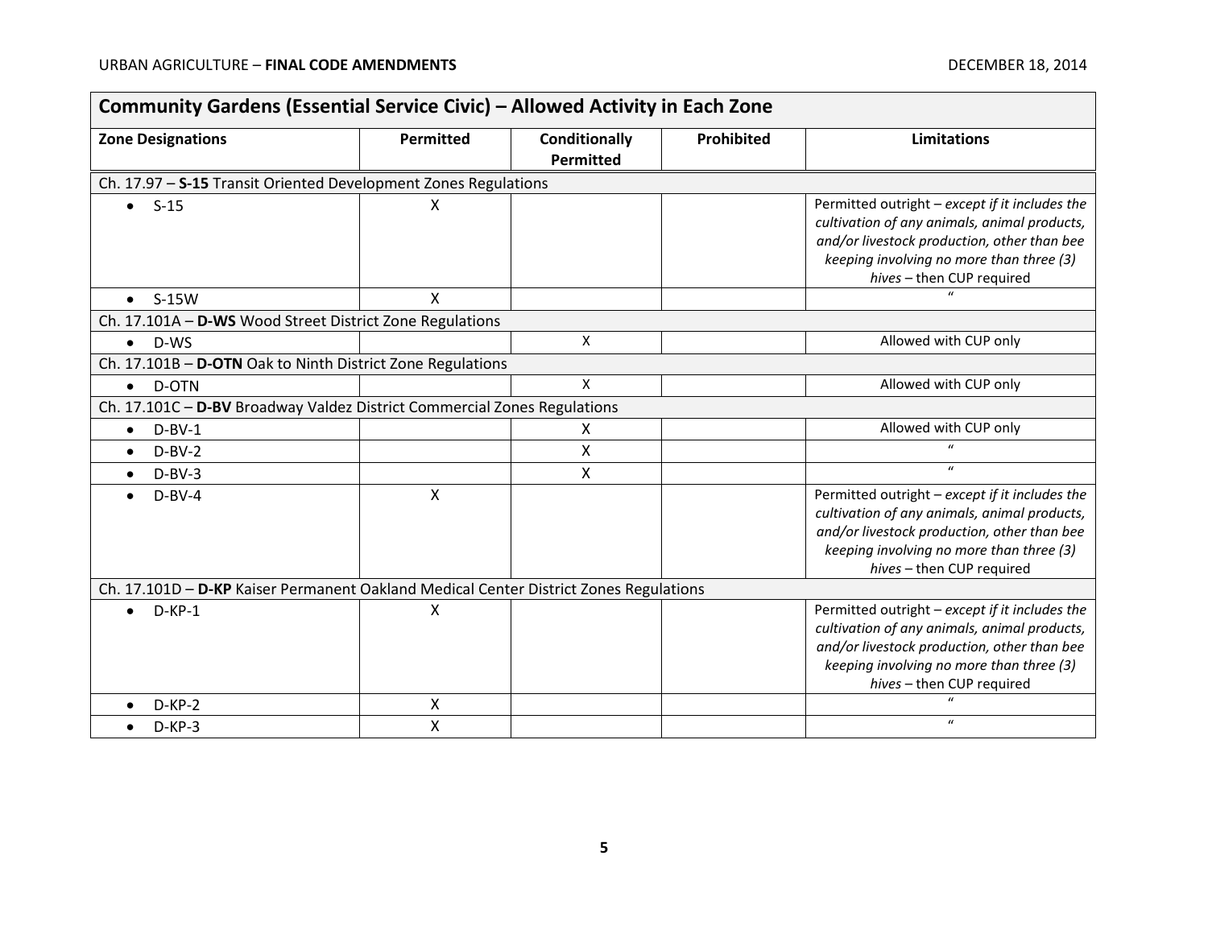| Community Gardens (Essential Service Civic) – Allowed Activity in Each Zone | | | | |
|---|---|---|---|---|
| **Zone Designations** | **Permitted** | **Conditionally Permitted** | **Prohibited** | **Limitations** |
| Ch. 17.97 – **S-15** Transit Oriented Development Zones Regulations | | | | |
| • S-15 | X | | | Permitted outright – *except if it includes the cultivation of any animals, animal products, and/or livestock production, other than bee keeping involving no more than three (3) hives* – then CUP required |
| • S-15W | X | | | " |
| Ch. 17.101A – **D-WS** Wood Street District Zone Regulations | | | | |
| • D-WS | | X | | Allowed with CUP only |
| Ch. 17.101B – **D-OTN** Oak to Ninth District Zone Regulations | | | | |
| • D-OTN | | X | | Allowed with CUP only |
| Ch. 17.101C – **D-BV** Broadway Valdez District Commercial Zones Regulations | | | | |
| • D-BV-1 | | X | | Allowed with CUP only |
| • D-BV-2 | | X | | " |
| • D-BV-3 | | X | | " |
| • D-BV-4 | X | | | Permitted outright – *except if it includes the cultivation of any animals, animal products, and/or livestock production, other than bee keeping involving no more than three (3) hives* – then CUP required |
| Ch. 17.101D – **D-KP** Kaiser Permanent Oakland Medical Center District Zones Regulations | | | | |
| • D-KP-1 | X | | | Permitted outright – *except if it includes the cultivation of any animals, animal products, and/or livestock production, other than bee keeping involving no more than three (3) hives* – then CUP required |
| • D-KP-2 | X | | | " |
| • D-KP-3 | X | | | " |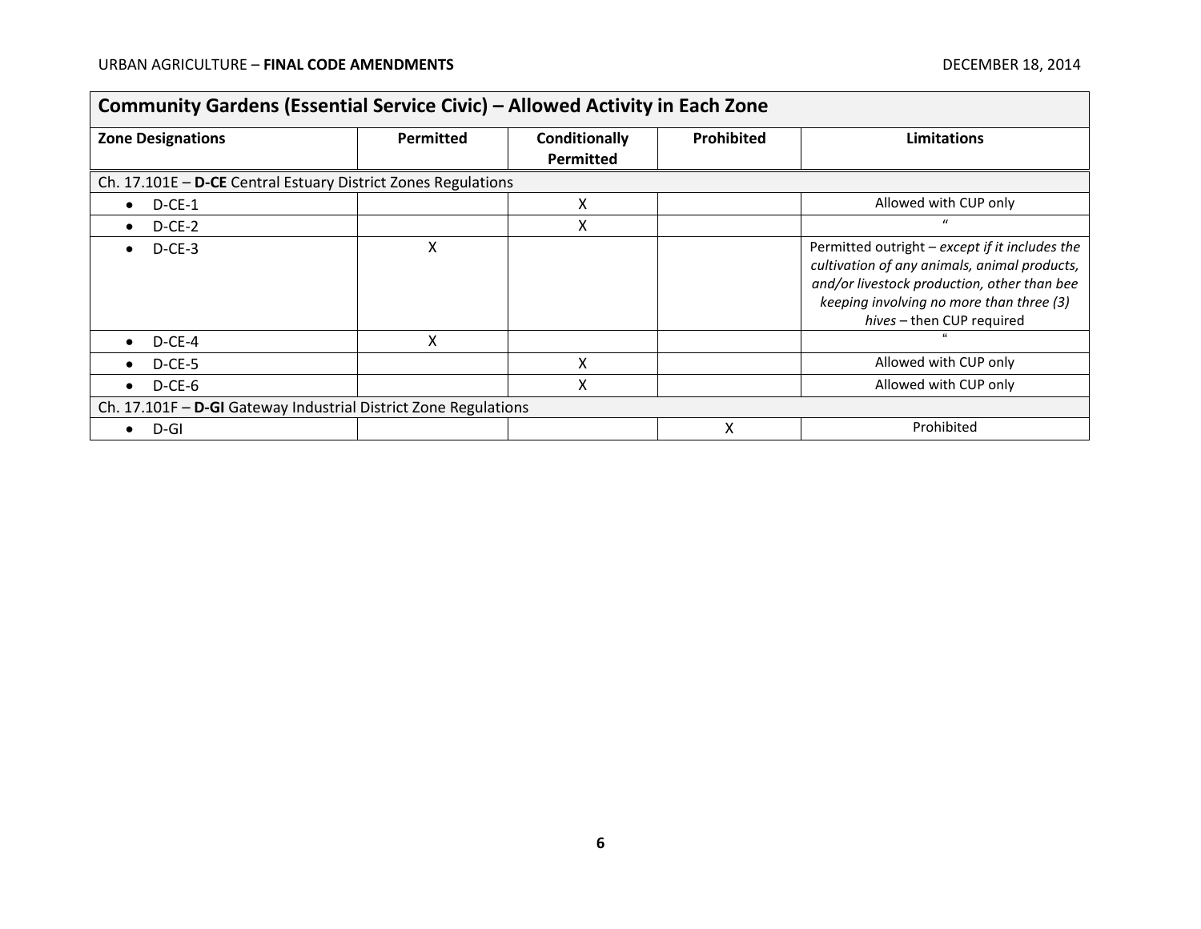| Community Gardens (Essential Service Civic) – Allowed Activity in Each Zone | | | | |
|---|---|---|---|---|
| **Zone Designations** | **Permitted** | **Conditionally Permitted** | **Prohibited** | **Limitations** |
| Ch. 17.101E – **D-CE** Central Estuary District Zones Regulations | | | | |
| • D-CE-1 | | X | | Allowed with CUP only |
| • D-CE-2 | | X | | " |
| • D-CE-3 | X | | | Permitted outright – *except if it includes the cultivation of any animals, animal products, and/or livestock production, other than bee keeping involving no more than three (3) hives* – then CUP required |
| • D-CE-4 | X | | | " |
| • D-CE-5 | | X | | Allowed with CUP only |
| • D-CE-6 | | X | | Allowed with CUP only |
| Ch. 17.101F – **D-GI** Gateway Industrial District Zone Regulations | | | | |
| • D-GI | | | X | Prohibited |